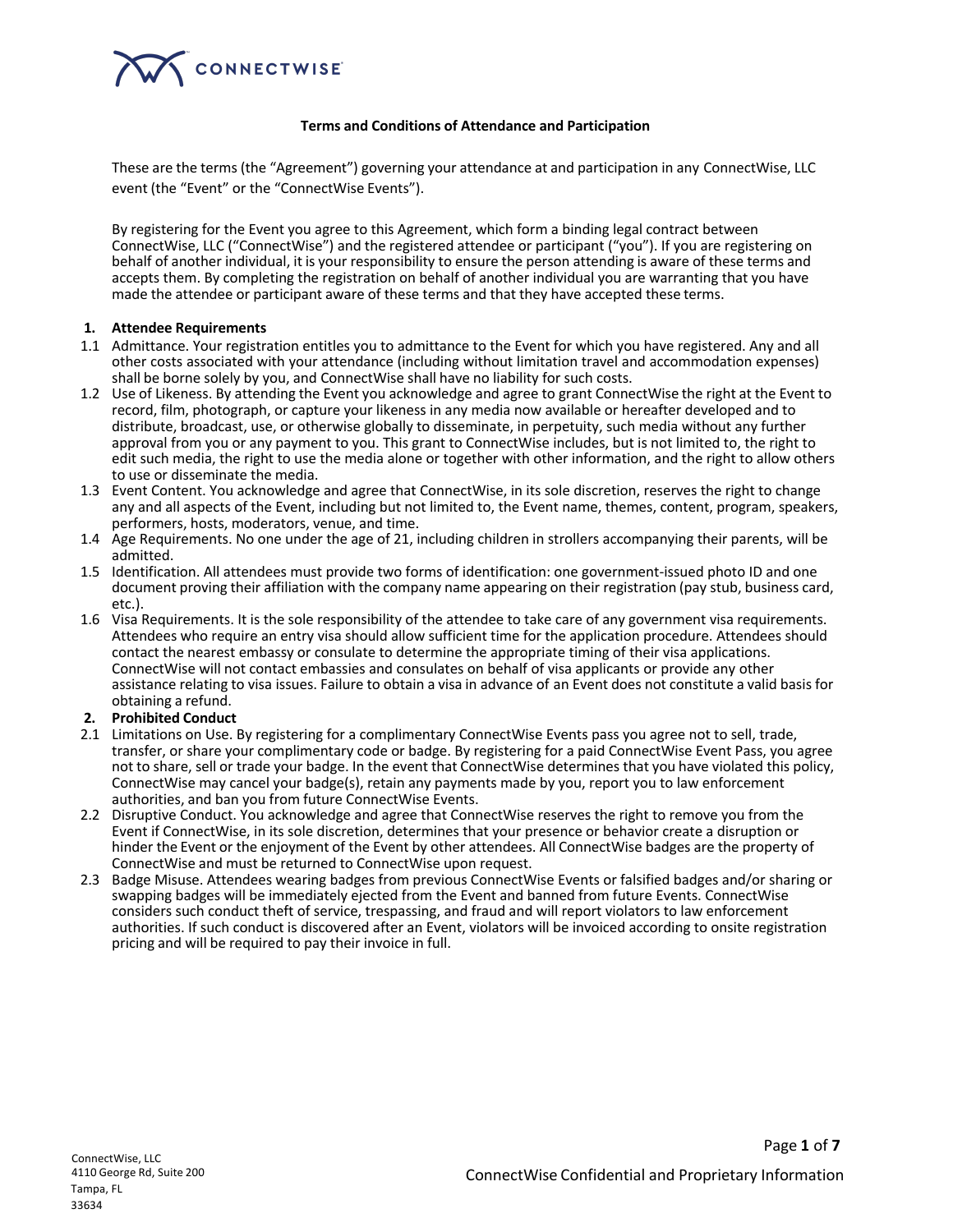## Terms and Conditions of Attendance and Participation

These are the terms (the "Agreement") governing your attendance at and participation in any ConnectWise, LLC event (the "Event" or the "ConnectWise Events").

By registering for the Event you agree to this Agreement, which form a binding legal contract between ConnectWise, LLC ("ConnectWise") and the registered attendee or participant ("you"). If you are registering on behalf of another individual, it is your responsibility to ensure the person attending is aware of these terms and accepts them. By completing the registration on behalf of another individual you are warranting that you have made the attendee or participant aware of these terms and that they have accepted these terms.

### 1. Attendee Requirements

1.1 Admittance. Your registration entitles you to admittance to the Event for which you have registered. Any and all other costs associated with your attendance (including without limitation travel and accommodation expenses) shall be borne solely by you, and ConnectWise shall have no liability for such costs.

1.2 Use of Likeness. By attending the Event you acknowledge and agree to grant ConnectWise the right at the Event to record, film, photograph, or capture your likeness in any media now available or hereafter developed and to distribute, broadcast, use, or otherwise globally to disseminate, in perpetuity, such media without any further approval from you or any payment to you. This grant to ConnectWise includes, but is not limited to, the right to edit such media, the right to use the media alone or together with other information, and the right to allow others to use or disseminate the media.

1.3 Event Content. You acknowledge and agree that ConnectWise, in its sole discretion, reserves the right to change any and all aspects of the Event, including but not limited to, the Event name, themes, content, program, speakers, performers, hosts, moderators, venue, and time.

1.4 Age Requirements. No one under the age of 21, including children in strollers accompanying their parents, will be admitted.

1.5 Identification. All attendees must provide two forms of identification: one government-issued photo ID and one document proving their affiliation with the company name appearing on their registration (pay stub, business card, etc.).

1.6 Visa Requirements. It is the sole responsibility of the attendee to take care of any government visa requirements. Attendees who require an entry visa should allow sufficient time for the application procedure. Attendees should contact the nearest embassy or consulate to determine the appropriate timing of their visa applications. ConnectWise will not contact embassies and consulates on behalf of visa applicants or provide any other assistance relating to visa issues. Failure to obtain a visa in advance of an Event does not constitute a valid basis for obtaining a refund.

### 2. Prohibited Conduct

2.1 Limitations on Use. By registering for a complimentary ConnectWise Events pass you agree not to sell, trade, transfer, or share your complimentary code or badge. By registering for a paid ConnectWise Event Pass, you agree not to share, sell or trade your badge. In the event that ConnectWise determines that you have violated this policy, ConnectWise may cancel your badge(s), retain any payments made by you, report you to law enforcement authorities, and ban you from future ConnectWise Events.

2.2 Disruptive Conduct. You acknowledge and agree that ConnectWise reserves the right to remove you from the Event if ConnectWise, in its sole discretion, determines that your presence or behavior create a disruption or hinder the Event or the enjoyment of the Event by other attendees. All ConnectWise badges are the property of ConnectWise and must be returned to ConnectWise upon request.

2.3 Badge Misuse. Attendees wearing badges from previous ConnectWise Events or falsified badges and/or sharing or swapping badges will be immediately ejected from the Event and banned from future Events. ConnectWise considers such conduct theft of service, trespassing, and fraud and will report violators to law enforcement authorities. If such conduct is discovered after an Event, violators will be invoiced according to onsite registration pricing and will be required to pay their invoice in full.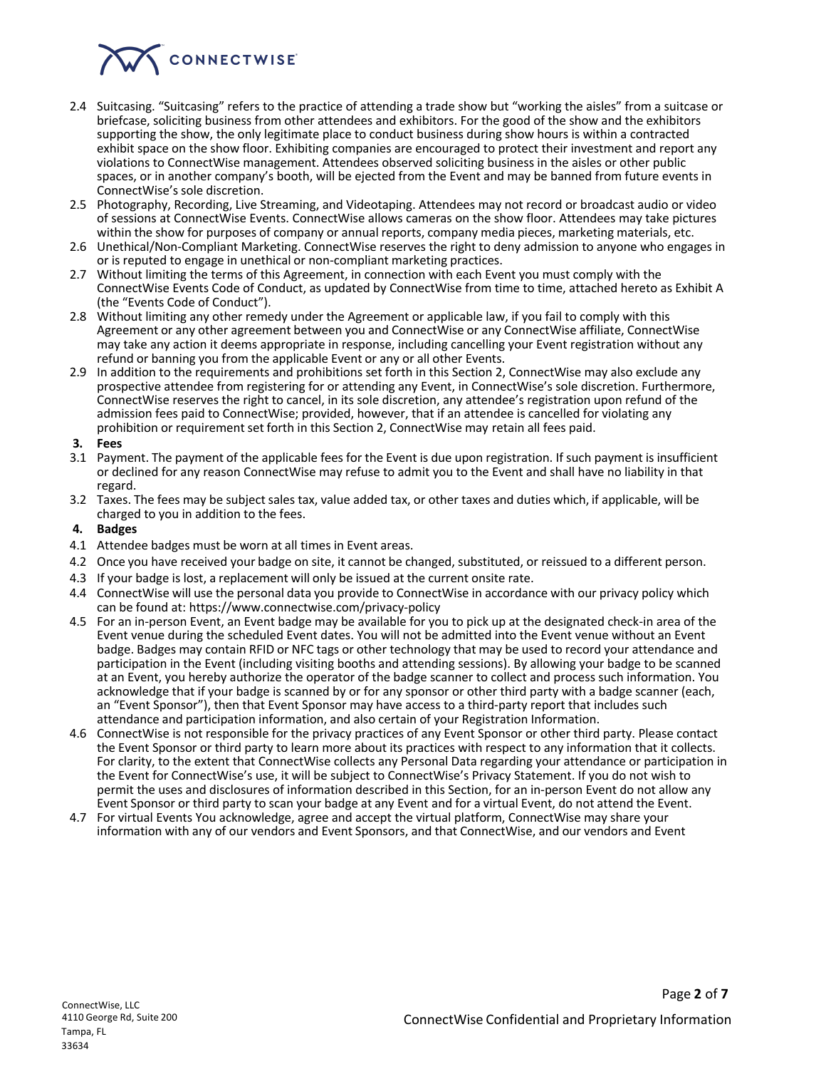2.4 Suitcasing. "Suitcasing" refers to the practice of attending a trade show but "working the aisles" from a suitcase or briefcase, soliciting business from other attendees and exhibitors. For the good of the show and the exhibitors supporting the show, the only legitimate place to conduct business during show hours is within a contracted exhibit space on the show floor. Exhibiting companies are encouraged to protect their investment and report any violations to ConnectWise management. Attendees observed soliciting business in the aisles or other public spaces, or in another company's booth, will be ejected from the Event and may be banned from future events in ConnectWise's sole discretion.

2.5 Photography, Recording, Live Streaming, and Videotaping. Attendees may not record or broadcast audio or video of sessions at ConnectWise Events. ConnectWise allows cameras on the show floor. Attendees may take pictures within the show for purposes of company or annual reports, company media pieces, marketing materials, etc.

2.6 Unethical/Non-Compliant Marketing. ConnectWise reserves the right to deny admission to anyone who engages in or is reputed to engage in unethical or non-compliant marketing practices.

2.7 Without limiting the terms of this Agreement, in connection with each Event you must comply with the ConnectWise Events Code of Conduct, as updated by ConnectWise from time to time, attached hereto as Exhibit A (the "Events Code of Conduct").

2.8 Without limiting any other remedy under the Agreement or applicable law, if you fail to comply with this Agreement or any other agreement between you and ConnectWise or any ConnectWise affiliate, ConnectWise may take any action it deems appropriate in response, including cancelling your Event registration without any refund or banning you from the applicable Event or any or all other Events.

2.9 In addition to the requirements and prohibitions set forth in this Section 2, ConnectWise may also exclude any prospective attendee from registering for or attending any Event, in ConnectWise's sole discretion. Furthermore, ConnectWise reserves the right to cancel, in its sole discretion, any attendee's registration upon refund of the admission fees paid to ConnectWise; provided, however, that if an attendee is cancelled for violating any prohibition or requirement set forth in this Section 2, ConnectWise may retain all fees paid.

**3. Fees**

3.1 Payment. The payment of the applicable fees for the Event is due upon registration. If such payment is insufficient or declined for any reason ConnectWise may refuse to admit you to the Event and shall have no liability in that regard.

3.2 Taxes. The fees may be subject sales tax, value added tax, or other taxes and duties which, if applicable, will be charged to you in addition to the fees.

**4. Badges**

4.1 Attendee badges must be worn at all times in Event areas.

4.2 Once you have received your badge on site, it cannot be changed, substituted, or reissued to a different person.

4.3 If your badge is lost, a replacement will only be issued at the current onsite rate.

4.4 ConnectWise will use the personal data you provide to ConnectWise in accordance with our privacy policy which can be found at: https://www.connectwise.com/privacy-policy

4.5 For an in-person Event, an Event badge may be available for you to pick up at the designated check-in area of the Event venue during the scheduled Event dates. You will not be admitted into the Event venue without an Event badge. Badges may contain RFID or NFC tags or other technology that may be used to record your attendance and participation in the Event (including visiting booths and attending sessions). By allowing your badge to be scanned at an Event, you hereby authorize the operator of the badge scanner to collect and process such information. You acknowledge that if your badge is scanned by or for any sponsor or other third party with a badge scanner (each, an "Event Sponsor"), then that Event Sponsor may have access to a third-party report that includes such attendance and participation information, and also certain of your Registration Information.

4.6 ConnectWise is not responsible for the privacy practices of any Event Sponsor or other third party. Please contact the Event Sponsor or third party to learn more about its practices with respect to any information that it collects. For clarity, to the extent that ConnectWise collects any Personal Data regarding your attendance or participation in the Event for ConnectWise's use, it will be subject to ConnectWise's Privacy Statement. If you do not wish to permit the uses and disclosures of information described in this Section, for an in-person Event do not allow any Event Sponsor or third party to scan your badge at any Event and for a virtual Event, do not attend the Event.

4.7 For virtual Events You acknowledge, agree and accept the virtual platform, ConnectWise may share your information with any of our vendors and Event Sponsors, and that ConnectWise, and our vendors and Event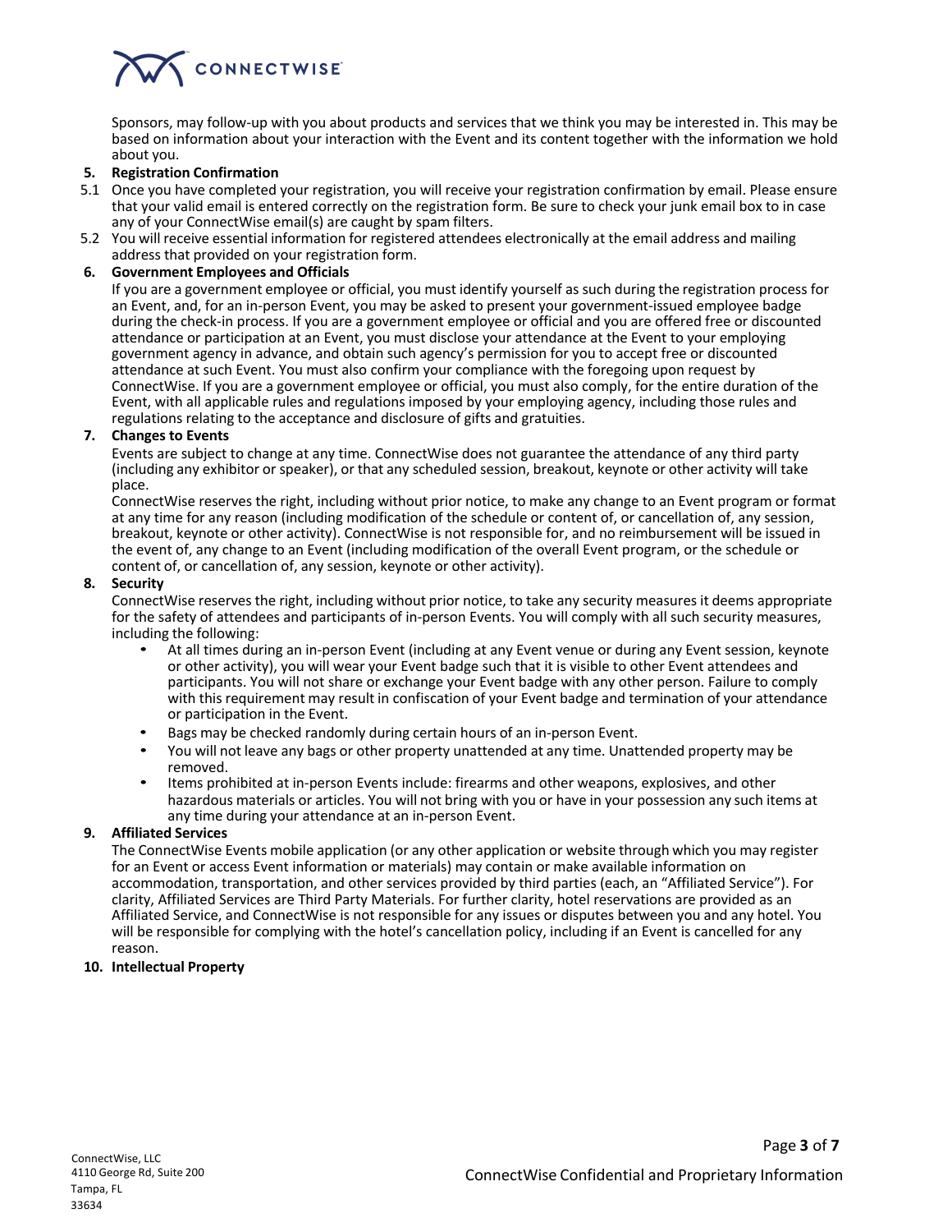Sponsors, may follow-up with you about products and services that we think you may be interested in. This may be based on information about your interaction with the Event and its content together with the information we hold about you.

**5. Registration Confirmation**

5.1 Once you have completed your registration, you will receive your registration confirmation by email. Please ensure that your valid email is entered correctly on the registration form. Be sure to check your junk email box to in case any of your ConnectWise email(s) are caught by spam filters.

5.2 You will receive essential information for registered attendees electronically at the email address and mailing address that provided on your registration form.

**6. Government Employees and Officials**

If you are a government employee or official, you must identify yourself as such during the registration process for an Event, and, for an in-person Event, you may be asked to present your government-issued employee badge during the check-in process. If you are a government employee or official and you are offered free or discounted attendance or participation at an Event, you must disclose your attendance at the Event to your employing government agency in advance, and obtain such agency's permission for you to accept free or discounted attendance at such Event. You must also confirm your compliance with the foregoing upon request by ConnectWise. If you are a government employee or official, you must also comply, for the entire duration of the Event, with all applicable rules and regulations imposed by your employing agency, including those rules and regulations relating to the acceptance and disclosure of gifts and gratuities.

**7. Changes to Events**

Events are subject to change at any time. ConnectWise does not guarantee the attendance of any third party (including any exhibitor or speaker), or that any scheduled session, breakout, keynote or other activity will take place.

ConnectWise reserves the right, including without prior notice, to make any change to an Event program or format at any time for any reason (including modification of the schedule or content of, or cancellation of, any session, breakout, keynote or other activity). ConnectWise is not responsible for, and no reimbursement will be issued in the event of, any change to an Event (including modification of the overall Event program, or the schedule or content of, or cancellation of, any session, keynote or other activity).

**8. Security**

ConnectWise reserves the right, including without prior notice, to take any security measures it deems appropriate for the safety of attendees and participants of in-person Events. You will comply with all such security measures, including the following:

- At all times during an in-person Event (including at any Event venue or during any Event session, keynote or other activity), you will wear your Event badge such that it is visible to other Event attendees and participants. You will not share or exchange your Event badge with any other person. Failure to comply with this requirement may result in confiscation of your Event badge and termination of your attendance or participation in the Event.
- Bags may be checked randomly during certain hours of an in-person Event.
- You will not leave any bags or other property unattended at any time. Unattended property may be removed.
- Items prohibited at in-person Events include: firearms and other weapons, explosives, and other hazardous materials or articles. You will not bring with you or have in your possession any such items at any time during your attendance at an in-person Event.

**9. Affiliated Services**

The ConnectWise Events mobile application (or any other application or website through which you may register for an Event or access Event information or materials) may contain or make available information on accommodation, transportation, and other services provided by third parties (each, an "Affiliated Service"). For clarity, Affiliated Services are Third Party Materials. For further clarity, hotel reservations are provided as an Affiliated Service, and ConnectWise is not responsible for any issues or disputes between you and any hotel. You will be responsible for complying with the hotel's cancellation policy, including if an Event is cancelled for any reason.

**10. Intellectual Property**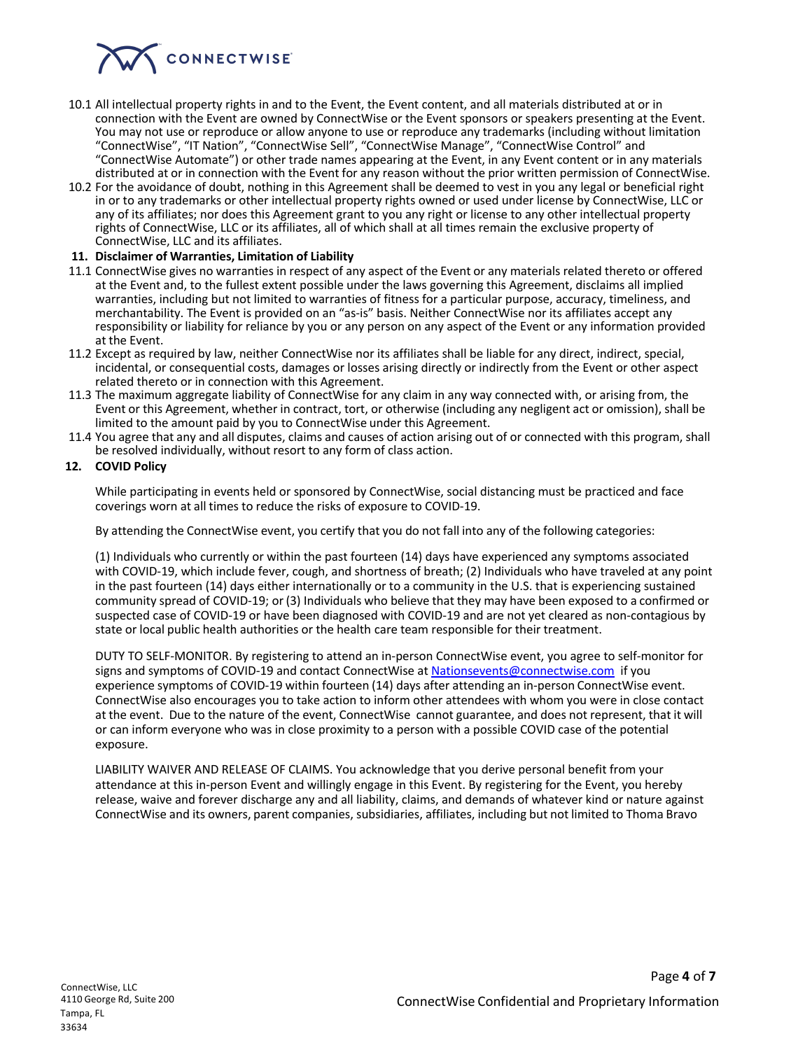10.1 All intellectual property rights in and to the Event, the Event content, and all materials distributed at or in connection with the Event are owned by ConnectWise or the Event sponsors or speakers presenting at the Event. You may not use or reproduce or allow anyone to use or reproduce any trademarks (including without limitation "ConnectWise", "IT Nation", "ConnectWise Sell", "ConnectWise Manage", "ConnectWise Control" and "ConnectWise Automate") or other trade names appearing at the Event, in any Event content or in any materials distributed at or in connection with the Event for any reason without the prior written permission of ConnectWise.

10.2 For the avoidance of doubt, nothing in this Agreement shall be deemed to vest in you any legal or beneficial right in or to any trademarks or other intellectual property rights owned or used under license by ConnectWise, LLC or any of its affiliates; nor does this Agreement grant to you any right or license to any other intellectual property rights of ConnectWise, LLC or its affiliates, all of which shall at all times remain the exclusive property of ConnectWise, LLC and its affiliates.

**11. Disclaimer of Warranties, Limitation of Liability**

11.1 ConnectWise gives no warranties in respect of any aspect of the Event or any materials related thereto or offered at the Event and, to the fullest extent possible under the laws governing this Agreement, disclaims all implied warranties, including but not limited to warranties of fitness for a particular purpose, accuracy, timeliness, and merchantability. The Event is provided on an "as-is" basis. Neither ConnectWise nor its affiliates accept any responsibility or liability for reliance by you or any person on any aspect of the Event or any information provided at the Event.

11.2 Except as required by law, neither ConnectWise nor its affiliates shall be liable for any direct, indirect, special, incidental, or consequential costs, damages or losses arising directly or indirectly from the Event or other aspect related thereto or in connection with this Agreement.

11.3 The maximum aggregate liability of ConnectWise for any claim in any way connected with, or arising from, the Event or this Agreement, whether in contract, tort, or otherwise (including any negligent act or omission), shall be limited to the amount paid by you to ConnectWise under this Agreement.

11.4 You agree that any and all disputes, claims and causes of action arising out of or connected with this program, shall be resolved individually, without resort to any form of class action.

**12. COVID Policy**

While participating in events held or sponsored by ConnectWise, social distancing must be practiced and face coverings worn at all times to reduce the risks of exposure to COVID-19.

By attending the ConnectWise event, you certify that you do not fall into any of the following categories:

(1) Individuals who currently or within the past fourteen (14) days have experienced any symptoms associated with COVID-19, which include fever, cough, and shortness of breath; (2) Individuals who have traveled at any point in the past fourteen (14) days either internationally or to a community in the U.S. that is experiencing sustained community spread of COVID-19; or (3) Individuals who believe that they may have been exposed to a confirmed or suspected case of COVID-19 or have been diagnosed with COVID-19 and are not yet cleared as non-contagious by state or local public health authorities or the health care team responsible for their treatment.

DUTY TO SELF-MONITOR. By registering to attend an in-person ConnectWise event, you agree to self-monitor for signs and symptoms of COVID-19 and contact ConnectWise at Nationsevents@connectwise.com if you experience symptoms of COVID-19 within fourteen (14) days after attending an in-person ConnectWise event. ConnectWise also encourages you to take action to inform other attendees with whom you were in close contact at the event. Due to the nature of the event, ConnectWise cannot guarantee, and does not represent, that it will or can inform everyone who was in close proximity to a person with a possible COVID case of the potential exposure.

LIABILITY WAIVER AND RELEASE OF CLAIMS. You acknowledge that you derive personal benefit from your attendance at this in-person Event and willingly engage in this Event. By registering for the Event, you hereby release, waive and forever discharge any and all liability, claims, and demands of whatever kind or nature against ConnectWise and its owners, parent companies, subsidiaries, affiliates, including but not limited to Thoma Bravo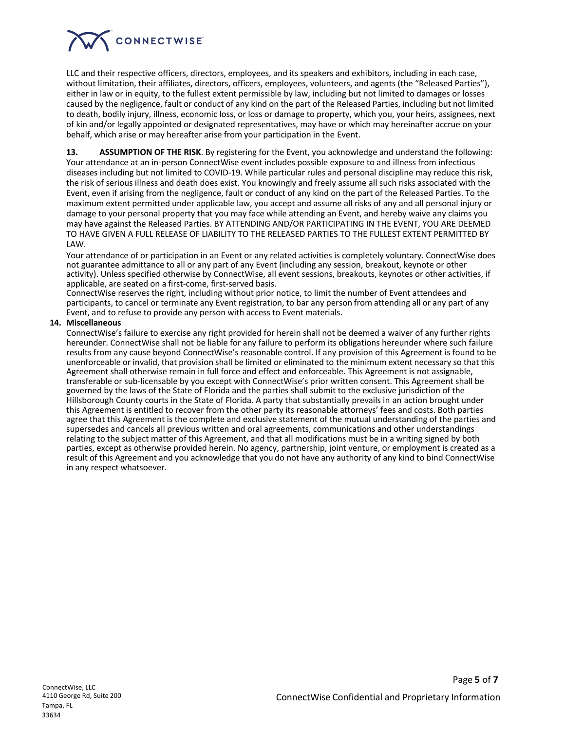LLC and their respective officers, directors, employees, and its speakers and exhibitors, including in each case, without limitation, their affiliates, directors, officers, employees, volunteers, and agents (the "Released Parties"), either in law or in equity, to the fullest extent permissible by law, including but not limited to damages or losses caused by the negligence, fault or conduct of any kind on the part of the Released Parties, including but not limited to death, bodily injury, illness, economic loss, or loss or damage to property, which you, your heirs, assignees, next of kin and/or legally appointed or designated representatives, may have or which may hereinafter accrue on your behalf, which arise or may hereafter arise from your participation in the Event.

**13. ASSUMPTION OF THE RISK**. By registering for the Event, you acknowledge and understand the following: Your attendance at an in-person ConnectWise event includes possible exposure to and illness from infectious diseases including but not limited to COVID-19. While particular rules and personal discipline may reduce this risk, the risk of serious illness and death does exist. You knowingly and freely assume all such risks associated with the Event, even if arising from the negligence, fault or conduct of any kind on the part of the Released Parties. To the maximum extent permitted under applicable law, you accept and assume all risks of any and all personal injury or damage to your personal property that you may face while attending an Event, and hereby waive any claims you may have against the Released Parties. BY ATTENDING AND/OR PARTICIPATING IN THE EVENT, YOU ARE DEEMED TO HAVE GIVEN A FULL RELEASE OF LIABILITY TO THE RELEASED PARTIES TO THE FULLEST EXTENT PERMITTED BY LAW.

Your attendance of or participation in an Event or any related activities is completely voluntary. ConnectWise does not guarantee admittance to all or any part of any Event (including any session, breakout, keynote or other activity). Unless specified otherwise by ConnectWise, all event sessions, breakouts, keynotes or other activities, if applicable, are seated on a first-come, first-served basis.

ConnectWise reserves the right, including without prior notice, to limit the number of Event attendees and participants, to cancel or terminate any Event registration, to bar any person from attending all or any part of any Event, and to refuse to provide any person with access to Event materials.

**14. Miscellaneous**

ConnectWise's failure to exercise any right provided for herein shall not be deemed a waiver of any further rights hereunder. ConnectWise shall not be liable for any failure to perform its obligations hereunder where such failure results from any cause beyond ConnectWise's reasonable control. If any provision of this Agreement is found to be unenforceable or invalid, that provision shall be limited or eliminated to the minimum extent necessary so that this Agreement shall otherwise remain in full force and effect and enforceable. This Agreement is not assignable, transferable or sub-licensable by you except with ConnectWise's prior written consent. This Agreement shall be governed by the laws of the State of Florida and the parties shall submit to the exclusive jurisdiction of the Hillsborough County courts in the State of Florida. A party that substantially prevails in an action brought under this Agreement is entitled to recover from the other party its reasonable attorneys' fees and costs. Both parties agree that this Agreement is the complete and exclusive statement of the mutual understanding of the parties and supersedes and cancels all previous written and oral agreements, communications and other understandings relating to the subject matter of this Agreement, and that all modifications must be in a writing signed by both parties, except as otherwise provided herein. No agency, partnership, joint venture, or employment is created as a result of this Agreement and you acknowledge that you do not have any authority of any kind to bind ConnectWise in any respect whatsoever.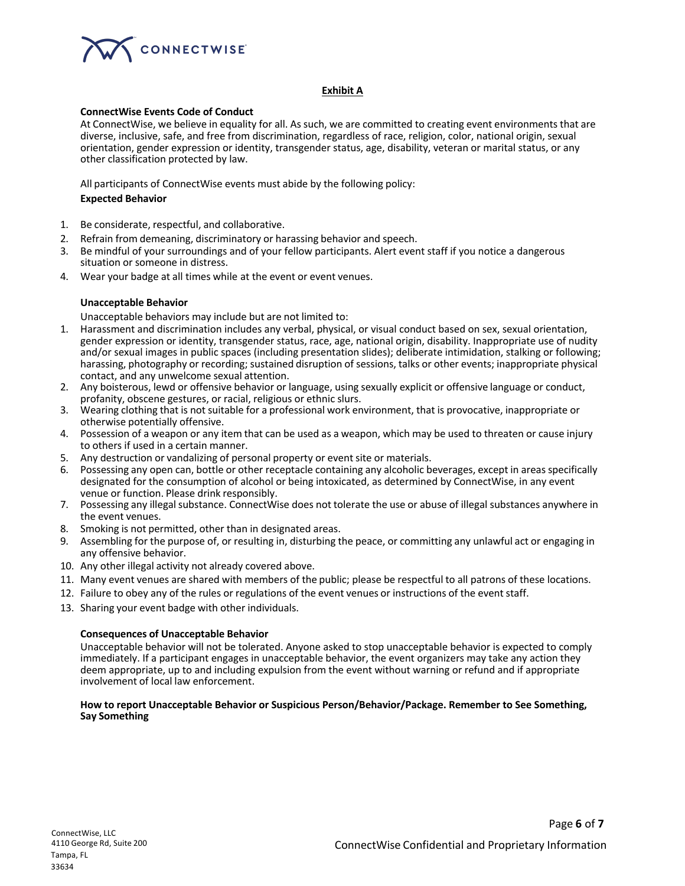**Exhibit A**

**ConnectWise Events Code of Conduct**

At ConnectWise, we believe in equality for all. As such, we are committed to creating event environments that are diverse, inclusive, safe, and free from discrimination, regardless of race, religion, color, national origin, sexual orientation, gender expression or identity, transgender status, age, disability, veteran or marital status, or any other classification protected by law.

All participants of ConnectWise events must abide by the following policy:

**Expected Behavior**

1. Be considerate, respectful, and collaborative.
2. Refrain from demeaning, discriminatory or harassing behavior and speech.
3. Be mindful of your surroundings and of your fellow participants. Alert event staff if you notice a dangerous situation or someone in distress.
4. Wear your badge at all times while at the event or event venues.

**Unacceptable Behavior**

Unacceptable behaviors may include but are not limited to:

1. Harassment and discrimination includes any verbal, physical, or visual conduct based on sex, sexual orientation, gender expression or identity, transgender status, race, age, national origin, disability. Inappropriate use of nudity and/or sexual images in public spaces (including presentation slides); deliberate intimidation, stalking or following; harassing, photography or recording; sustained disruption of sessions, talks or other events; inappropriate physical contact, and any unwelcome sexual attention.
2. Any boisterous, lewd or offensive behavior or language, using sexually explicit or offensive language or conduct, profanity, obscene gestures, or racial, religious or ethnic slurs.
3. Wearing clothing that is not suitable for a professional work environment, that is provocative, inappropriate or otherwise potentially offensive.
4. Possession of a weapon or any item that can be used as a weapon, which may be used to threaten or cause injury to others if used in a certain manner.
5. Any destruction or vandalizing of personal property or event site or materials.
6. Possessing any open can, bottle or other receptacle containing any alcoholic beverages, except in areas specifically designated for the consumption of alcohol or being intoxicated, as determined by ConnectWise, in any event venue or function. Please drink responsibly.
7. Possessing any illegal substance. ConnectWise does not tolerate the use or abuse of illegal substances anywhere in the event venues.
8. Smoking is not permitted, other than in designated areas.
9. Assembling for the purpose of, or resulting in, disturbing the peace, or committing any unlawful act or engaging in any offensive behavior.
10. Any other illegal activity not already covered above.
11. Many event venues are shared with members of the public; please be respectful to all patrons of these locations.
12. Failure to obey any of the rules or regulations of the event venues or instructions of the event staff.
13. Sharing your event badge with other individuals.

**Consequences of Unacceptable Behavior**

Unacceptable behavior will not be tolerated. Anyone asked to stop unacceptable behavior is expected to comply immediately. If a participant engages in unacceptable behavior, the event organizers may take any action they deem appropriate, up to and including expulsion from the event without warning or refund and if appropriate involvement of local law enforcement.

**How to report Unacceptable Behavior or Suspicious Person/Behavior/Package. Remember to See Something, Say Something**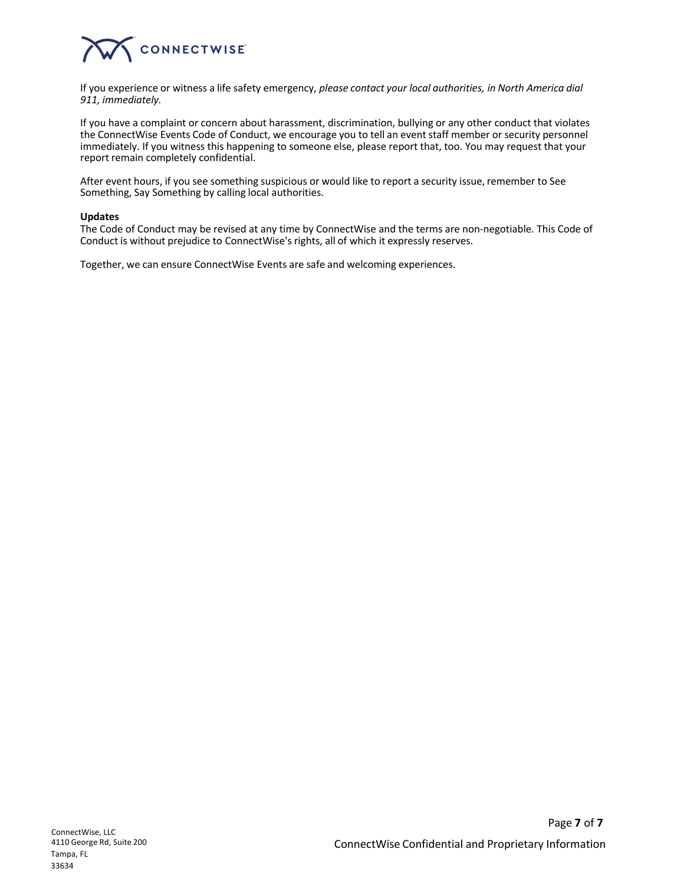If you experience or witness a life safety emergency, *please contact your local authorities, in North America dial 911, immediately.*

If you have a complaint or concern about harassment, discrimination, bullying or any other conduct that violates the ConnectWise Events Code of Conduct, we encourage you to tell an event staff member or security personnel immediately. If you witness this happening to someone else, please report that, too. You may request that your report remain completely confidential.

After event hours, if you see something suspicious or would like to report a security issue, remember to See Something, Say Something by calling local authorities.

**Updates**

The Code of Conduct may be revised at any time by ConnectWise and the terms are non-negotiable. This Code of Conduct is without prejudice to ConnectWise's rights, all of which it expressly reserves.

Together, we can ensure ConnectWise Events are safe and welcoming experiences.